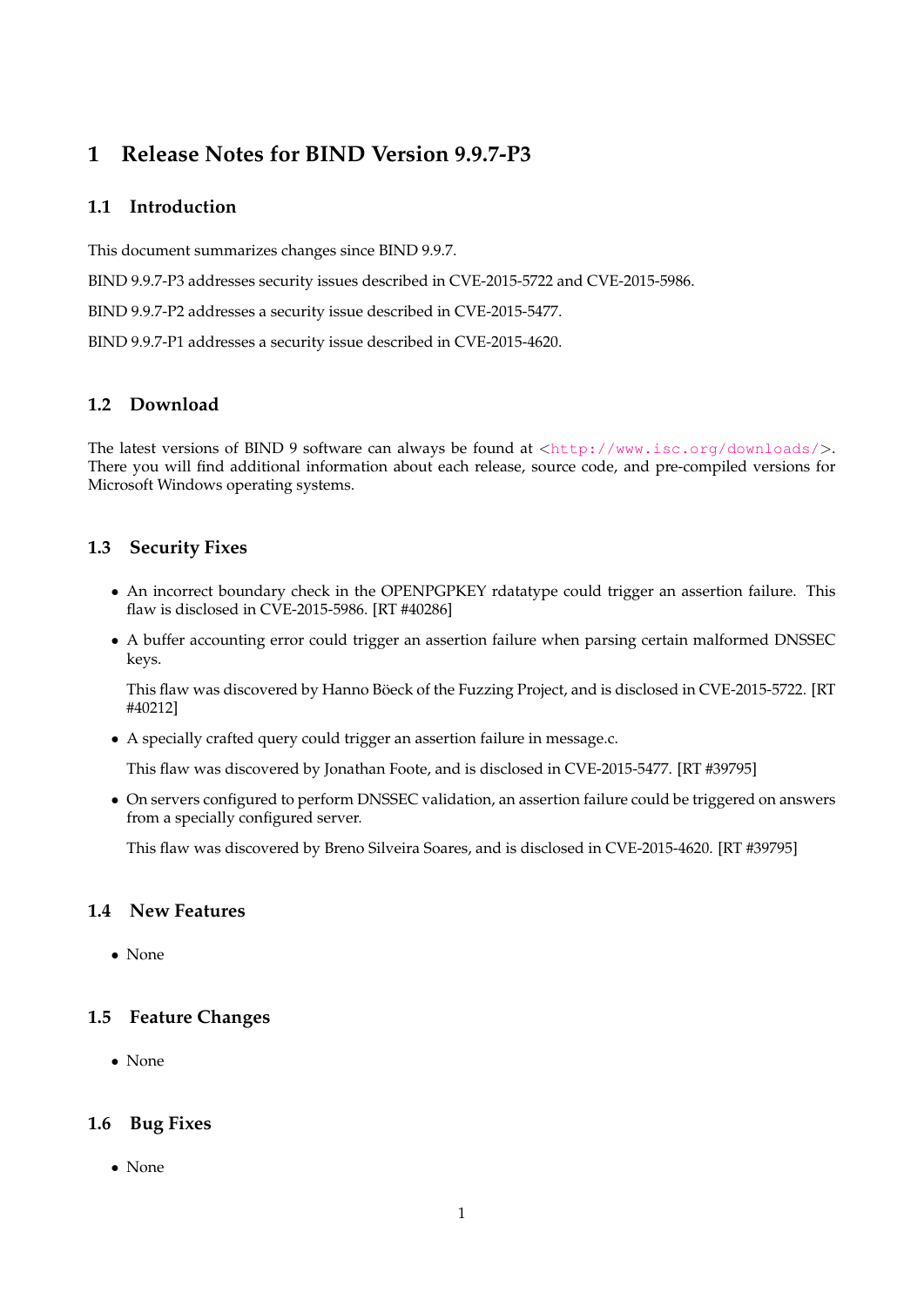# 1 Release Notes for BIND Version 9.9.7-P3

## 1.1 Introduction

This document summarizes changes since BIND 9.9.7.

BIND 9.9.7-P3 addresses security issues described in CVE-2015-5722 and CVE-2015-5986.

BIND 9.9.7-P2 addresses a security issue described in CVE-2015-5477.

BIND 9.9.7-P1 addresses a security issue described in CVE-2015-4620.

## 1.2 Download

The latest versions of BIND 9 software can always be found at <http://www.isc.org/downloads/>. There you will find additional information about each release, source code, and pre-compiled versions for Microsoft Windows operating systems.

## 1.3 Security Fixes

- An incorrect boundary check in the OPENPGPKEY rdatatype could trigger an assertion failure. This flaw is disclosed in CVE-2015-5986. [RT #40286]
- A buffer accounting error could trigger an assertion failure when parsing certain malformed DNSSEC keys.

  This flaw was discovered by Hanno Böeck of the Fuzzing Project, and is disclosed in CVE-2015-5722. [RT #40212]
- A specially crafted query could trigger an assertion failure in message.c.

  This flaw was discovered by Jonathan Foote, and is disclosed in CVE-2015-5477. [RT #39795]
- On servers configured to perform DNSSEC validation, an assertion failure could be triggered on answers from a specially configured server.

  This flaw was discovered by Breno Silveira Soares, and is disclosed in CVE-2015-4620. [RT #39795]

## 1.4 New Features

- None

## 1.5 Feature Changes

- None

## 1.6 Bug Fixes

- None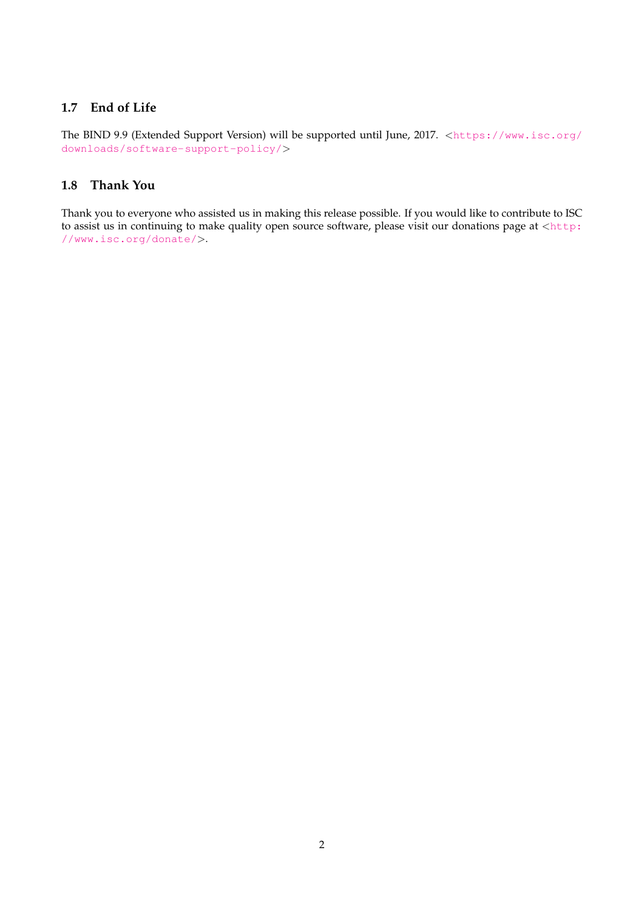## 1.7 End of Life

The BIND 9.9 (Extended Support Version) will be supported until June, 2017. <https://www.isc.org/downloads/software-support-policy/>

## 1.8 Thank You

Thank you to everyone who assisted us in making this release possible. If you would like to contribute to ISC to assist us in continuing to make quality open source software, please visit our donations page at <http://www.isc.org/donate/>.